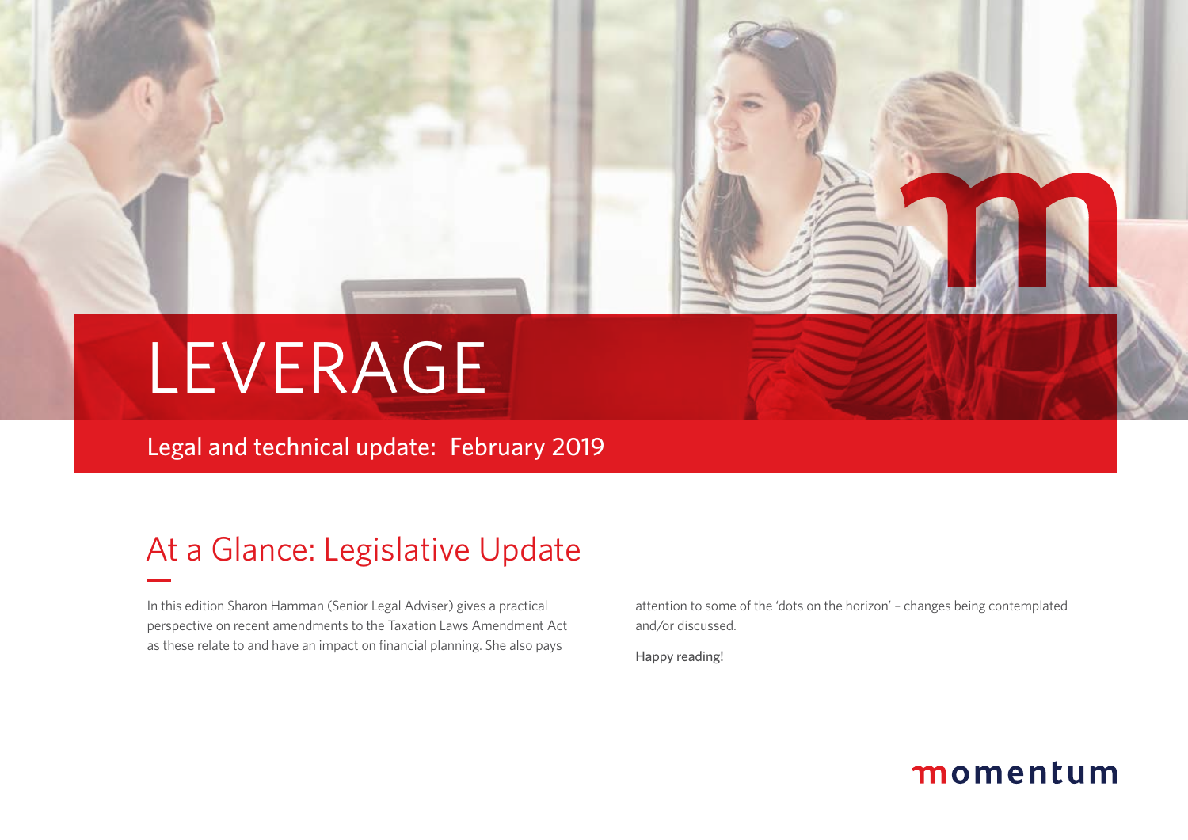# LEVERAGE

Legal and technical update: February 2019

## At a Glance: Legislative Update

In this edition Sharon Hamman (Senior Legal Adviser) gives a practical perspective on recent amendments to the Taxation Laws Amendment Act as these relate to and have an impact on financial planning. She also pays attention to some of the 'dots on the horizon' – changes being contemplated and/or discussed.

Happy reading!

momentum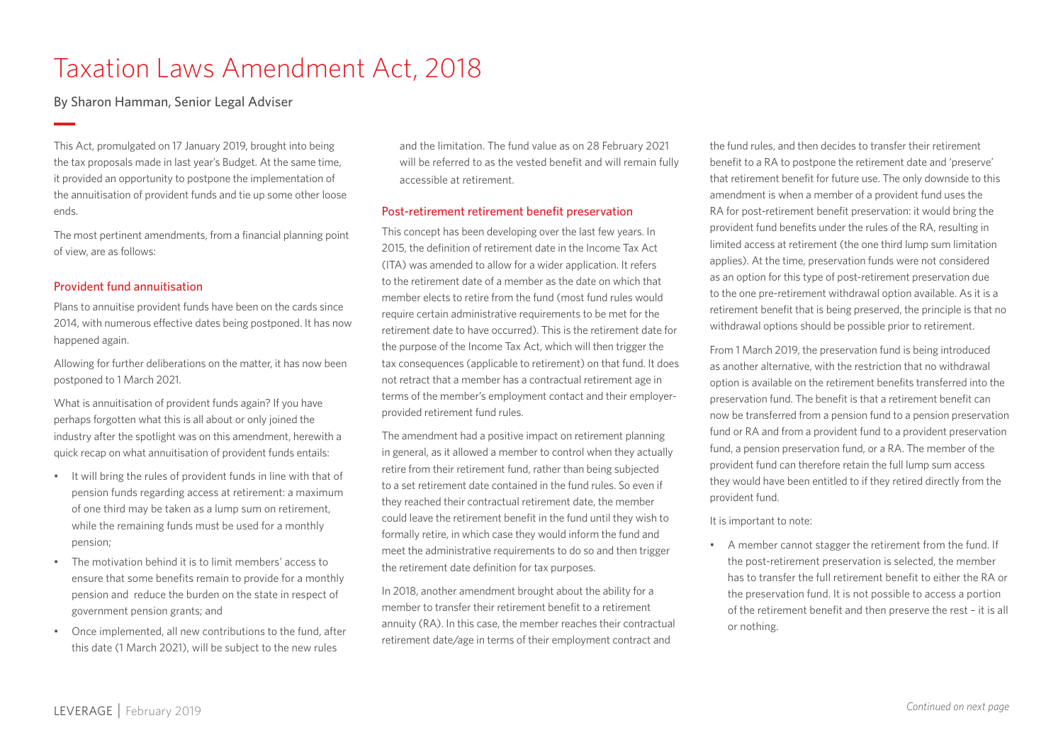# Taxation Laws Amendment Act, 2018

By Sharon Hamman, Senior Legal Adviser

This Act, promulgated on 17 January 2019, brought into being the tax proposals made in last year's Budget. At the same time, it provided an opportunity to postpone the implementation of the annuitisation of provident funds and tie up some other loose ends.

The most pertinent amendments, from a financial planning point of view, are as follows:

### Provident fund annuitisation

Plans to annuitise provident funds have been on the cards since 2014, with numerous effective dates being postponed. It has now happened again.

Allowing for further deliberations on the matter, it has now been postponed to 1 March 2021.

What is annuitisation of provident funds again? If you have perhaps forgotten what this is all about or only joined the industry after the spotlight was on this amendment, herewith a quick recap on what annuitisation of provident funds entails:

- It will bring the rules of provident funds in line with that of pension funds regarding access at retirement: a maximum of one third may be taken as a lump sum on retirement, while the remaining funds must be used for a monthly pension;
- The motivation behind it is to limit members' access to ensure that some benefits remain to provide for a monthly pension and reduce the burden on the state in respect of government pension grants; and
- Once implemented, all new contributions to the fund, after this date (1 March 2021), will be subject to the new rules and the limitation. The fund value as on 28 February 2021 will be referred to as the vested benefit and will remain fully accessible at retirement.

### Post-retirement retirement benefit preservation

This concept has been developing over the last few years. In 2015, the definition of retirement date in the Income Tax Act (ITA) was amended to allow for a wider application. It refers to the retirement date of a member as the date on which that member elects to retire from the fund (most fund rules would require certain administrative requirements to be met for the retirement date to have occurred). This is the retirement date for the purpose of the Income Tax Act, which will then trigger the tax consequences (applicable to retirement) on that fund. It does not retract that a member has a contractual retirement age in terms of the member's employment contact and their employer-provided retirement fund rules.

The amendment had a positive impact on retirement planning in general, as it allowed a member to control when they actually retire from their retirement fund, rather than being subjected to a set retirement date contained in the fund rules. So even if they reached their contractual retirement date, the member could leave the retirement benefit in the fund until they wish to formally retire, in which case they would inform the fund and meet the administrative requirements to do so and then trigger the retirement date definition for tax purposes.

In 2018, another amendment brought about the ability for a member to transfer their retirement benefit to a retirement annuity (RA). In this case, the member reaches their contractual retirement date/age in terms of their employment contract and the fund rules, and then decides to transfer their retirement benefit to a RA to postpone the retirement date and 'preserve' that retirement benefit for future use. The only downside to this amendment is when a member of a provident fund uses the RA for post-retirement benefit preservation: it would bring the provident fund benefits under the rules of the RA, resulting in limited access at retirement (the one third lump sum limitation applies). At the time, preservation funds were not considered as an option for this type of post-retirement preservation due to the one pre-retirement withdrawal option available. As it is a retirement benefit that is being preserved, the principle is that no withdrawal options should be possible prior to retirement.

From 1 March 2019, the preservation fund is being introduced as another alternative, with the restriction that no withdrawal option is available on the retirement benefits transferred into the preservation fund. The benefit is that a retirement benefit can now be transferred from a pension fund to a pension preservation fund or RA and from a provident fund to a provident preservation fund, a pension preservation fund, or a RA. The member of the provident fund can therefore retain the full lump sum access they would have been entitled to if they retired directly from the provident fund.

It is important to note:

- A member cannot stagger the retirement from the fund. If the post-retirement preservation is selected, the member has to transfer the full retirement benefit to either the RA or the preservation fund. It is not possible to access a portion of the retirement benefit and then preserve the rest – it is all or nothing.

*Continued on next page*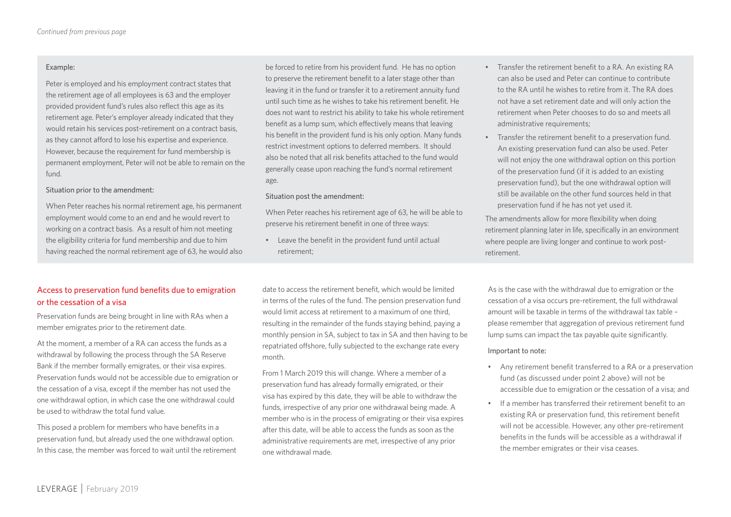*Continued from previous page*

Example:

Peter is employed and his employment contract states that the retirement age of all employees is 63 and the employer provided provident fund's rules also reflect this age as its retirement age. Peter's employer already indicated that they would retain his services post-retirement on a contract basis, as they cannot afford to lose his expertise and experience. However, because the requirement for fund membership is permanent employment, Peter will not be able to remain on the fund.

Situation prior to the amendment:

When Peter reaches his normal retirement age, his permanent employment would come to an end and he would revert to working on a contract basis. As a result of him not meeting the eligibility criteria for fund membership and due to him having reached the normal retirement age of 63, he would also be forced to retire from his provident fund. He has no option to preserve the retirement benefit to a later stage other than leaving it in the fund or transfer it to a retirement annuity fund until such time as he wishes to take his retirement benefit. He does not want to restrict his ability to take his whole retirement benefit as a lump sum, which effectively means that leaving his benefit in the provident fund is his only option. Many funds restrict investment options to deferred members. It should also be noted that all risk benefits attached to the fund would generally cease upon reaching the fund's normal retirement age.

Situation post the amendment:

When Peter reaches his retirement age of 63, he will be able to preserve his retirement benefit in one of three ways:

- Leave the benefit in the provident fund until actual retirement;
- Transfer the retirement benefit to a RA. An existing RA can also be used and Peter can continue to contribute to the RA until he wishes to retire from it. The RA does not have a set retirement date and will only action the retirement when Peter chooses to do so and meets all administrative requirements;
- Transfer the retirement benefit to a preservation fund. An existing preservation fund can also be used. Peter will not enjoy the one withdrawal option on this portion of the preservation fund (if it is added to an existing preservation fund), but the one withdrawal option will still be available on the other fund sources held in that preservation fund if he has not yet used it.

The amendments allow for more flexibility when doing retirement planning later in life, specifically in an environment where people are living longer and continue to work post-retirement.

## Access to preservation fund benefits due to emigration or the cessation of a visa

Preservation funds are being brought in line with RAs when a member emigrates prior to the retirement date.

At the moment, a member of a RA can access the funds as a withdrawal by following the process through the SA Reserve Bank if the member formally emigrates, or their visa expires. Preservation funds would not be accessible due to emigration or the cessation of a visa, except if the member has not used the one withdrawal option, in which case the one withdrawal could be used to withdraw the total fund value.

This posed a problem for members who have benefits in a preservation fund, but already used the one withdrawal option. In this case, the member was forced to wait until the retirement date to access the retirement benefit, which would be limited in terms of the rules of the fund. The pension preservation fund would limit access at retirement to a maximum of one third, resulting in the remainder of the funds staying behind, paying a monthly pension in SA, subject to tax in SA and then having to be repatriated offshore, fully subjected to the exchange rate every month.

From 1 March 2019 this will change. Where a member of a preservation fund has already formally emigrated, or their visa has expired by this date, they will be able to withdraw the funds, irrespective of any prior one withdrawal being made. A member who is in the process of emigrating or their visa expires after this date, will be able to access the funds as soon as the administrative requirements are met, irrespective of any prior one withdrawal made.

As is the case with the withdrawal due to emigration or the cessation of a visa occurs pre-retirement, the full withdrawal amount will be taxable in terms of the withdrawal tax table – please remember that aggregation of previous retirement fund lump sums can impact the tax payable quite significantly.

Important to note:

- Any retirement benefit transferred to a RA or a preservation fund (as discussed under point 2 above) will not be accessible due to emigration or the cessation of a visa; and
- If a member has transferred their retirement benefit to an existing RA or preservation fund, this retirement benefit will not be accessible. However, any other pre-retirement benefits in the funds will be accessible as a withdrawal if the member emigrates or their visa ceases.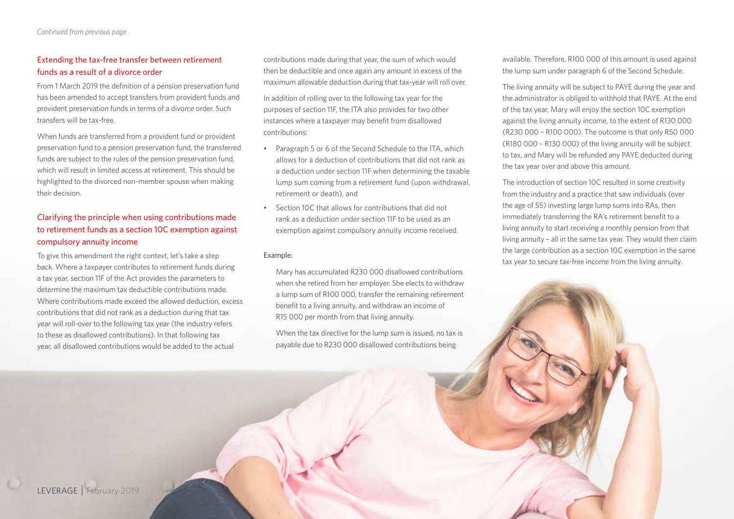*Continued from previous page*

## Extending the tax-free transfer between retirement funds as a result of a divorce order

From 1 March 2019 the definition of a pension preservation fund has been amended to accept transfers from provident funds and provident preservation funds in terms of a divorce order. Such transfers will be tax-free.

When funds are transferred from a provident fund or provident preservation fund to a pension preservation fund, the transferred funds are subject to the rules of the pension preservation fund, which will result in limited access at retirement. This should be highlighted to the divorced non-member spouse when making their decision.

## Clarifying the principle when using contributions made to retirement funds as a section 10C exemption against compulsory annuity income

To give this amendment the right context, let's take a step back. Where a taxpayer contributes to retirement funds during a tax year, section 11F of the Act provides the parameters to determine the maximum tax deductible contributions made. Where contributions made exceed the allowed deduction, excess contributions that did not rank as a deduction during that tax year will roll-over to the following tax year (the industry refers to these as disallowed contributions). In that following tax year, all disallowed contributions would be added to the actual contributions made during that year, the sum of which would then be deductible and once again any amount in excess of the maximum allowable deduction during that tax-year will roll over.

In addition of rolling over to the following tax year for the purposes of section 11F, the ITA also provides for two other instances where a taxpayer may benefit from disallowed contributions:

- Paragraph 5 or 6 of the Second Schedule to the ITA, which allows for a deduction of contributions that did not rank as a deduction under section 11F when determining the taxable lump sum coming from a retirement fund (upon withdrawal, retirement or death), and
- Section 10C that allows for contributions that did not rank as a deduction under section 11F to be used as an exemption against compulsory annuity income received.

Example:

> Mary has accumulated R230 000 disallowed contributions when she retired from her employer. She elects to withdraw a lump sum of R100 000, transfer the remaining retirement benefit to a living annuity, and withdraw an income of R15 000 per month from that living annuity.
>
> When the tax directive for the lump sum is issued, no tax is payable due to R230 000 disallowed contributions being available. Therefore, R100 000 of this amount is used against the lump sum under paragraph 6 of the Second Schedule.
>
> The living annuity will be subject to PAYE during the year and the administrator is obliged to withhold that PAYE. At the end of the tax year, Mary will enjoy the section 10C exemption against the living annuity income, to the extent of R130 000 (R230 000 – R100 000). The outcome is that only R50 000 (R180 000 – R130 000) of the living annuity will be subject to tax, and Mary will be refunded any PAYE deducted during the tax year over and above this amount.

The introduction of section 10C resulted in some creativity from the industry and a practice that saw individuals (over the age of 55) investing large lump sums into RAs, then immediately transferring the RA's retirement benefit to a living annuity to start receiving a monthly pension from that living annuity – all in the same tax year. They would then claim the large contribution as a section 10C exemption in the same tax year to secure tax-free income from the living annuity.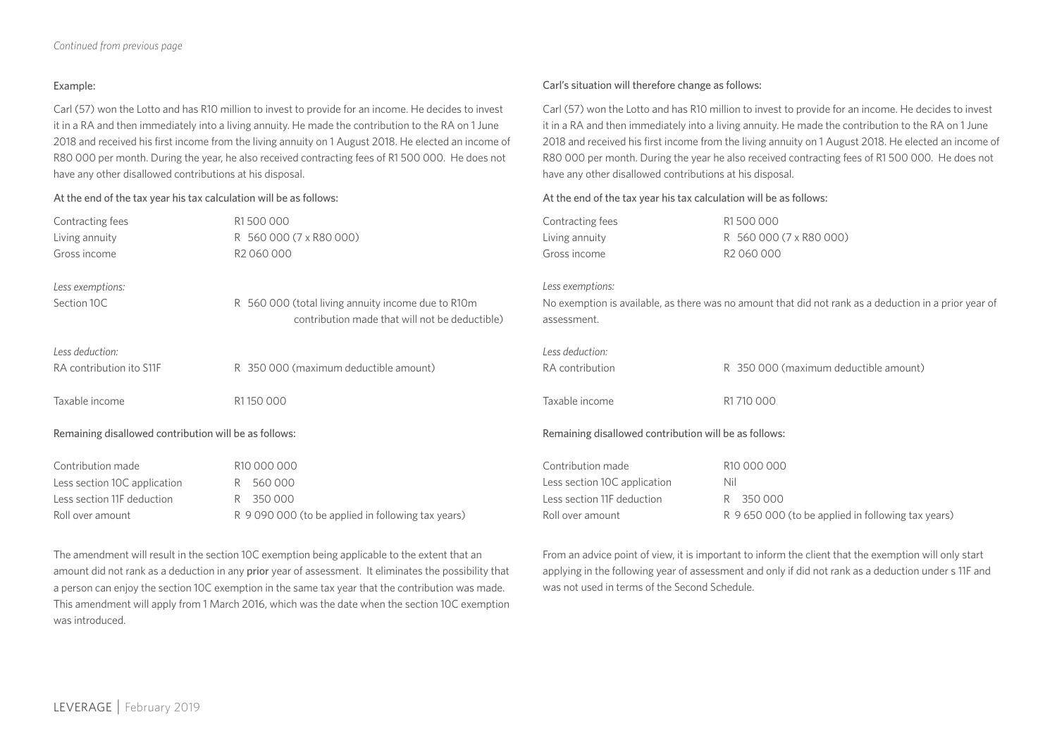*Continued from previous page*

Example:

Carl (57) won the Lotto and has R10 million to invest to provide for an income. He decides to invest it in a RA and then immediately into a living annuity. He made the contribution to the RA on 1 June 2018 and received his first income from the living annuity on 1 August 2018. He elected an income of R80 000 per month. During the year, he also received contracting fees of R1 500 000. He does not have any other disallowed contributions at his disposal.

At the end of the tax year his tax calculation will be as follows:

| | |
|---|---|
| Contracting fees | R1 500 000 |
| Living annuity | R 560 000 (7 x R80 000) |
| Gross income | R2 060 000 |
| *Less exemptions:* | |
| Section 10C | R 560 000 (total living annuity income due to R10m contribution made that will not be deductible) |
| *Less deduction:* | |
| RA contribution ito S11F | R 350 000 (maximum deductible amount) |
| Taxable income | R1 150 000 |

Remaining disallowed contribution will be as follows:

| | |
|---|---|
| Contribution made | R10 000 000 |
| Less section 10C application | R 560 000 |
| Less section 11F deduction | R 350 000 |
| Roll over amount | R 9 090 000 (to be applied in following tax years) |

The amendment will result in the section 10C exemption being applicable to the extent that an amount did not rank as a deduction in any **prior** year of assessment. It eliminates the possibility that a person can enjoy the section 10C exemption in the same tax year that the contribution was made. This amendment will apply from 1 March 2016, which was the date when the section 10C exemption was introduced.

Carl's situation will therefore change as follows:

Carl (57) won the Lotto and has R10 million to invest to provide for an income. He decides to invest it in a RA and then immediately into a living annuity. He made the contribution to the RA on 1 June 2018 and received his first income from the living annuity on 1 August 2018. He elected an income of R80 000 per month. During the year he also received contracting fees of R1 500 000. He does not have any other disallowed contributions at his disposal.

At the end of the tax year his tax calculation will be as follows:

| | |
|---|---|
| Contracting fees | R1 500 000 |
| Living annuity | R 560 000 (7 x R80 000) |
| Gross income | R2 060 000 |

*Less exemptions:*

No exemption is available, as there was no amount that did not rank as a deduction in a prior year of assessment.

| | |
|---|---|
| *Less deduction:* | |
| RA contribution | R 350 000 (maximum deductible amount) |
| Taxable income | R1 710 000 |

Remaining disallowed contribution will be as follows:

| | |
|---|---|
| Contribution made | R10 000 000 |
| Less section 10C application | Nil |
| Less section 11F deduction | R 350 000 |
| Roll over amount | R 9 650 000 (to be applied in following tax years) |

From an advice point of view, it is important to inform the client that the exemption will only start applying in the following year of assessment and only if did not rank as a deduction under s 11F and was not used in terms of the Second Schedule.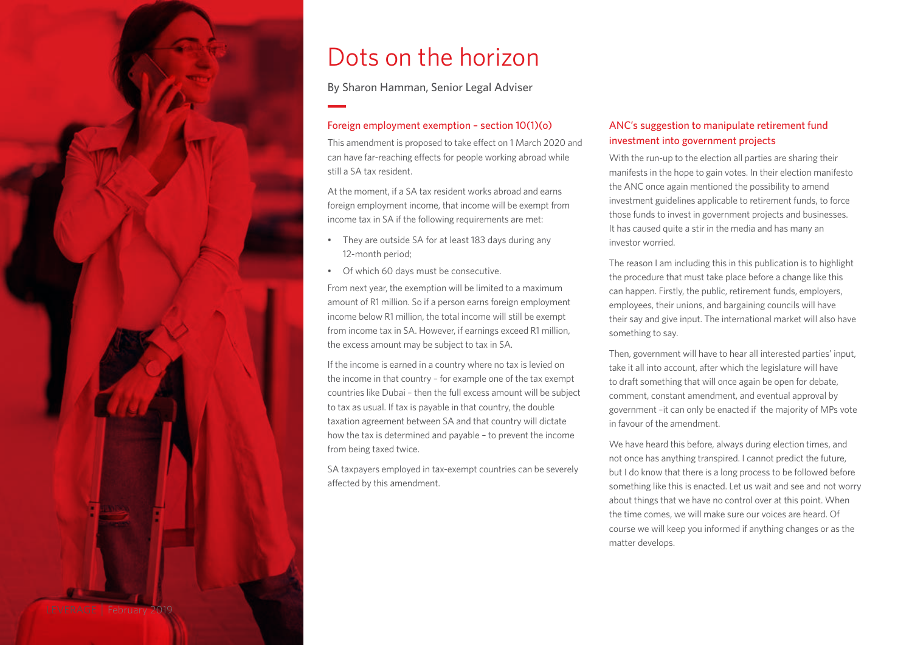# Dots on the horizon

By Sharon Hamman, Senior Legal Adviser

## Foreign employment exemption – section 10(1)(o)

This amendment is proposed to take effect on 1 March 2020 and can have far-reaching effects for people working abroad while still a SA tax resident.

At the moment, if a SA tax resident works abroad and earns foreign employment income, that income will be exempt from income tax in SA if the following requirements are met:

- They are outside SA for at least 183 days during any 12-month period;
- Of which 60 days must be consecutive.

From next year, the exemption will be limited to a maximum amount of R1 million. So if a person earns foreign employment income below R1 million, the total income will still be exempt from income tax in SA. However, if earnings exceed R1 million, the excess amount may be subject to tax in SA.

If the income is earned in a country where no tax is levied on the income in that country – for example one of the tax exempt countries like Dubai – then the full excess amount will be subject to tax as usual. If tax is payable in that country, the double taxation agreement between SA and that country will dictate how the tax is determined and payable – to prevent the income from being taxed twice.

SA taxpayers employed in tax-exempt countries can be severely affected by this amendment.

## ANC's suggestion to manipulate retirement fund investment into government projects

With the run-up to the election all parties are sharing their manifests in the hope to gain votes. In their election manifesto the ANC once again mentioned the possibility to amend investment guidelines applicable to retirement funds, to force those funds to invest in government projects and businesses. It has caused quite a stir in the media and has many an investor worried.

The reason I am including this in this publication is to highlight the procedure that must take place before a change like this can happen. Firstly, the public, retirement funds, employers, employees, their unions, and bargaining councils will have their say and give input. The international market will also have something to say.

Then, government will have to hear all interested parties' input, take it all into account, after which the legislature will have to draft something that will once again be open for debate, comment, constant amendment, and eventual approval by government –it can only be enacted if the majority of MPs vote in favour of the amendment.

We have heard this before, always during election times, and not once has anything transpired. I cannot predict the future, but I do know that there is a long process to be followed before something like this is enacted. Let us wait and see and not worry about things that we have no control over at this point. When the time comes, we will make sure our voices are heard. Of course we will keep you informed if anything changes or as the matter develops.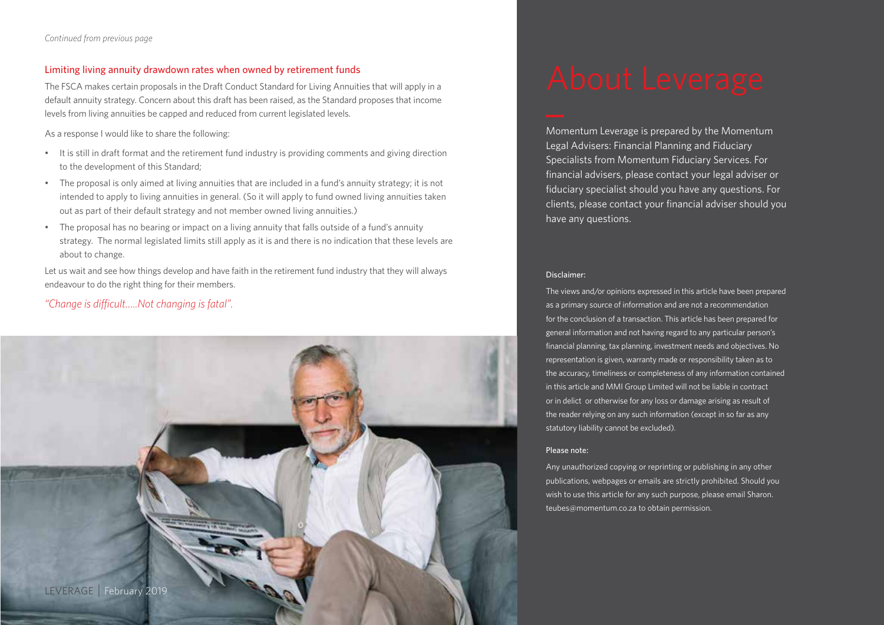*Continued from previous page*

### Limiting living annuity drawdown rates when owned by retirement funds

The FSCA makes certain proposals in the Draft Conduct Standard for Living Annuities that will apply in a default annuity strategy. Concern about this draft has been raised, as the Standard proposes that income levels from living annuities be capped and reduced from current legislated levels.

As a response I would like to share the following:

- It is still in draft format and the retirement fund industry is providing comments and giving direction to the development of this Standard;
- The proposal is only aimed at living annuities that are included in a fund's annuity strategy; it is not intended to apply to living annuities in general. (So it will apply to fund owned living annuities taken out as part of their default strategy and not member owned living annuities.)
- The proposal has no bearing or impact on a living annuity that falls outside of a fund's annuity strategy. The normal legislated limits still apply as it is and there is no indication that these levels are about to change.

Let us wait and see how things develop and have faith in the retirement fund industry that they will always endeavour to do the right thing for their members.

*"Change is difficult.....Not changing is fatal".*

# About Leverage

Momentum Leverage is prepared by the Momentum Legal Advisers: Financial Planning and Fiduciary Specialists from Momentum Fiduciary Services. For financial advisers, please contact your legal adviser or fiduciary specialist should you have any questions. For clients, please contact your financial adviser should you have any questions.

**Disclaimer:**

The views and/or opinions expressed in this article have been prepared as a primary source of information and are not a recommendation for the conclusion of a transaction. This article has been prepared for general information and not having regard to any particular person's financial planning, tax planning, investment needs and objectives. No representation is given, warranty made or responsibility taken as to the accuracy, timeliness or completeness of any information contained in this article and MMI Group Limited will not be liable in contract or in delict or otherwise for any loss or damage arising as result of the reader relying on any such information (except in so far as any statutory liability cannot be excluded).

**Please note:**

Any unauthorized copying or reprinting or publishing in any other publications, webpages or emails are strictly prohibited. Should you wish to use this article for any such purpose, please email Sharon.teubes@momentum.co.za to obtain permission.